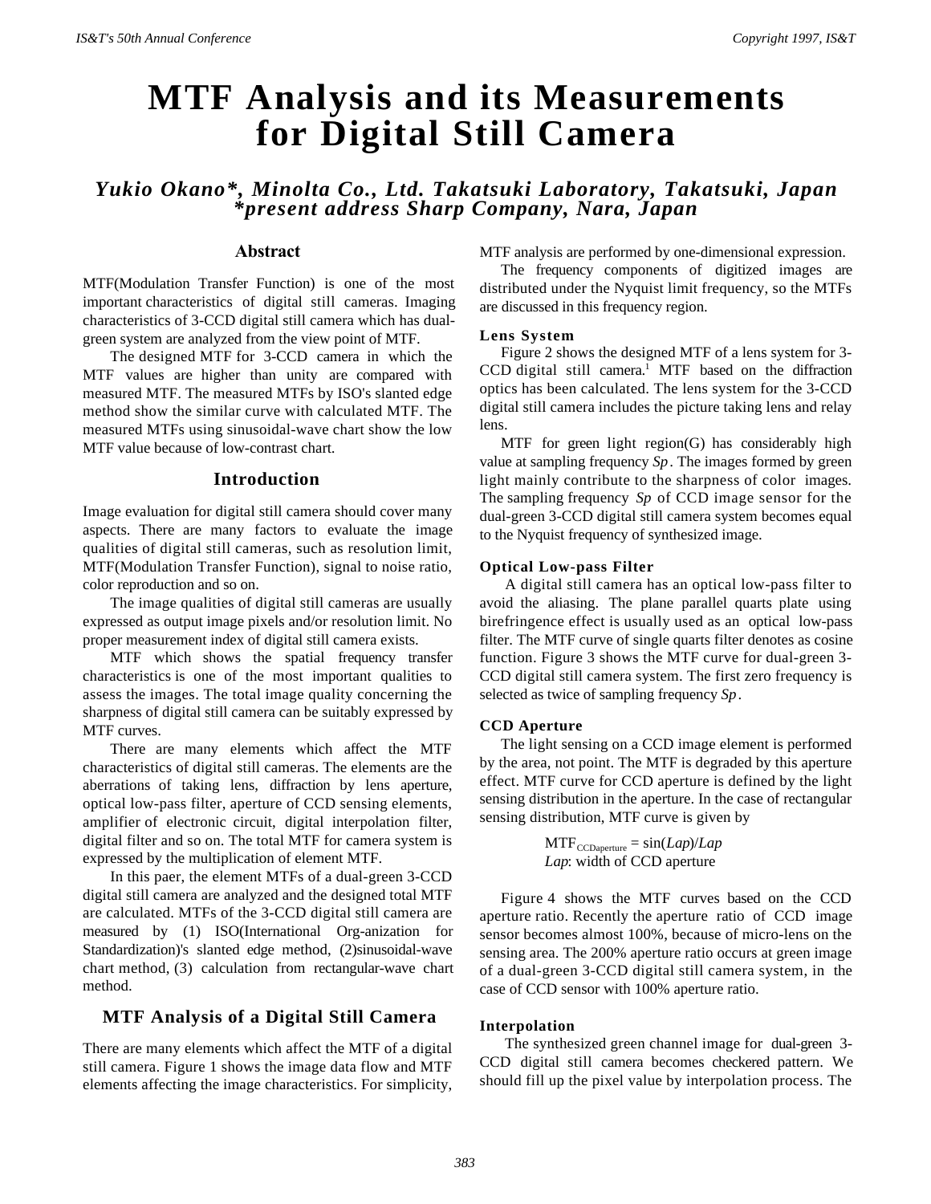# MTF Analysis and its Measurements for Digital Still Camera

***Yukio Okano\*, Minolta Co., Ltd. Takatsuki Laboratory, Takatsuki, Japan***
***\*present address Sharp Company, Nara, Japan***

## Abstract

MTF(Modulation Transfer Function) is one of the most important characteristics of digital still cameras. Imaging characteristics of 3-CCD digital still camera which has dual-green system are analyzed from the view point of MTF.

The designed MTF for 3-CCD camera in which the MTF values are higher than unity are compared with measured MTF. The measured MTFs by ISO's slanted edge method show the similar curve with calculated MTF. The measured MTFs using sinusoidal-wave chart show the low MTF value because of low-contrast chart.

## Introduction

Image evaluation for digital still camera should cover many aspects. There are many factors to evaluate the image qualities of digital still cameras, such as resolution limit, MTF(Modulation Transfer Function), signal to noise ratio, color reproduction and so on.

The image qualities of digital still cameras are usually expressed as output image pixels and/or resolution limit. No proper measurement index of digital still camera exists.

MTF which shows the spatial frequency transfer characteristics is one of the most important qualities to assess the images. The total image quality concerning the sharpness of digital still camera can be suitably expressed by MTF curves.

There are many elements which affect the MTF characteristics of digital still cameras. The elements are the aberrations of taking lens, diffraction by lens aperture, optical low-pass filter, aperture of CCD sensing elements, amplifier of electronic circuit, digital interpolation filter, digital filter and so on. The total MTF for camera system is expressed by the multiplication of element MTF.

In this paer, the element MTFs of a dual-green 3-CCD digital still camera are analyzed and the designed total MTF are calculated. MTFs of the 3-CCD digital still camera are measured by (1) ISO(International Org-anization for Standardization)'s slanted edge method, (2)sinusoidal-wave chart method, (3) calculation from rectangular-wave chart method.

## MTF Analysis of a Digital Still Camera

There are many elements which affect the MTF of a digital still camera. Figure 1 shows the image data flow and MTF elements affecting the image characteristics. For simplicity, MTF analysis are performed by one-dimensional expression.

The frequency components of digitized images are distributed under the Nyquist limit frequency, so the MTFs are discussed in this frequency region.

### Lens System

Figure 2 shows the designed MTF of a lens system for 3-CCD digital still camera.[1] MTF based on the diffraction optics has been calculated. The lens system for the 3-CCD digital still camera includes the picture taking lens and relay lens.

MTF for green light region(G) has considerably high value at sampling frequency *Sp*. The images formed by green light mainly contribute to the sharpness of color images. The sampling frequency *Sp* of CCD image sensor for the dual-green 3-CCD digital still camera system becomes equal to the Nyquist frequency of synthesized image.

### Optical Low-pass Filter

A digital still camera has an optical low-pass filter to avoid the aliasing. The plane parallel quarts plate using birefringence effect is usually used as an optical low-pass filter. The MTF curve of single quarts filter denotes as cosine function. Figure 3 shows the MTF curve for dual-green 3-CCD digital still camera system. The first zero frequency is selected as twice of sampling frequency *Sp*.

### CCD Aperture

The light sensing on a CCD image element is performed by the area, not point. The MTF is degraded by this aperture effect. MTF curve for CCD aperture is defined by the light sensing distribution in the aperture. In the case of rectangular sensing distribution, MTF curve is given by

$$MTF_{CCDaperture} = \sin(Lap)/Lap$$

*Lap*: width of CCD aperture

Figure 4 shows the MTF curves based on the CCD aperture ratio. Recently the aperture ratio of CCD image sensor becomes almost 100%, because of micro-lens on the sensing area. The 200% aperture ratio occurs at green image of a dual-green 3-CCD digital still camera system, in the case of CCD sensor with 100% aperture ratio.

### Interpolation

The synthesized green channel image for dual-green 3-CCD digital still camera becomes checkered pattern. We should fill up the pixel value by interpolation process. The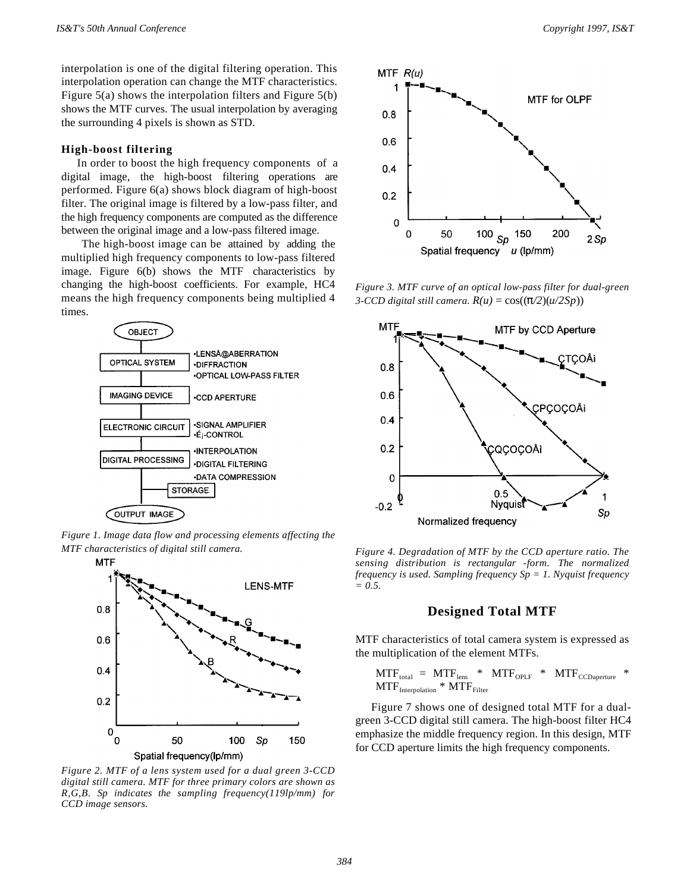interpolation is one of the digital filtering operation. This interpolation operation can change the MTF characteristics. Figure 5(a) shows the interpolation filters and Figure 5(b) shows the MTF curves. The usual interpolation by averaging the surrounding 4 pixels is shown as STD.

### High-boost filtering

In order to boost the high frequency components of a digital image, the high-boost filtering operations are performed. Figure 6(a) shows block diagram of high-boost filter. The original image is filtered by a low-pass filter, and the high frequency components are computed as the difference between the original image and a low-pass filtered image.

The high-boost image can be attained by adding the multiplied high frequency components to low-pass filtered image. Figure 6(b) shows the MTF characteristics by changing the high-boost coefficients. For example, HC4 means the high frequency components being multiplied 4 times.

*Figure 1. Image data flow and processing elements affecting the MTF characteristics of digital still camera.*

*Figure 2. MTF of a lens system used for a dual green 3-CCD digital still camera. MTF for three primary colors are shown as R,G,B. Sp indicates the sampling frequency(119lp/mm) for CCD image sensors.*

*Figure 3. MTF curve of an optical low-pass filter for dual-green 3-CCD digital still camera.* $R(u) = \cos((\pi/2)(u/2Sp))$

*Figure 4. Degradation of MTF by the CCD aperture ratio. The sensing distribution is rectangular -form. The normalized frequency is used. Sampling frequency Sp = 1. Nyquist frequency = 0.5.*

## Designed Total MTF

MTF characteristics of total camera system is expressed as the multiplication of the element MTFs.

$$MTF_{total} = MTF_{lens} * MTF_{OPLF} * MTF_{CCDaperture} * MTF_{Interpolation} * MTF_{Filter}$$

Figure 7 shows one of designed total MTF for a dual-green 3-CCD digital still camera. The high-boost filter HC4 emphasize the middle frequency region. In this design, MTF for CCD aperture limits the high frequency components.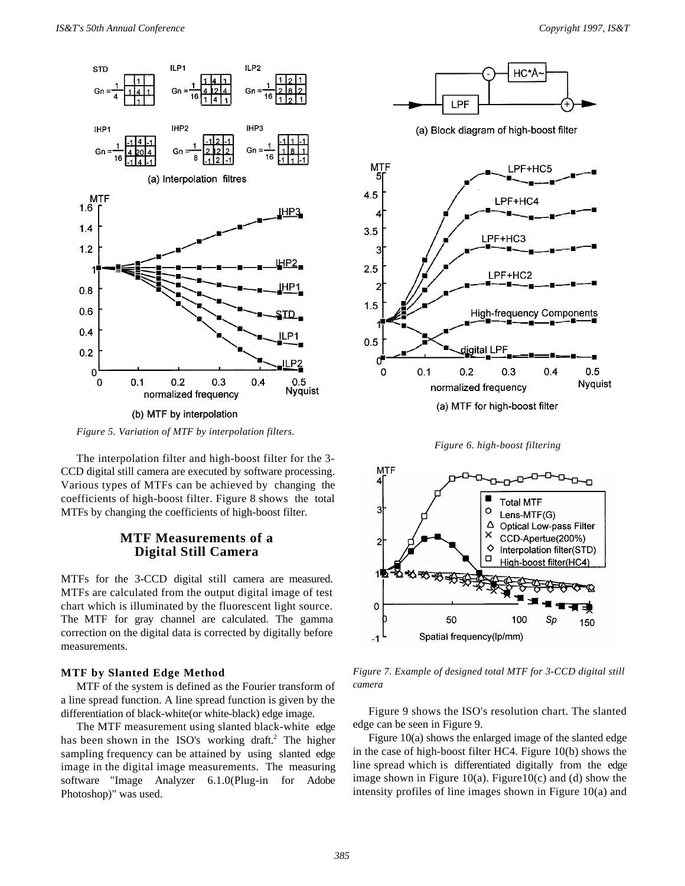*Figure 5. Variation of MTF by interpolation filters.*

*Figure 6. high-boost filtering*

The interpolation filter and high-boost filter for the 3-CCD digital still camera are executed by software processing. Various types of MTFs can be achieved by changing the coefficients of high-boost filter. Figure 8 shows the total MTFs by changing the coefficients of high-boost filter.

## MTF Measurements of a Digital Still Camera

MTFs for the 3-CCD digital still camera are measured. MTFs are calculated from the output digital image of test chart which is illuminated by the fluorescent light source. The MTF for gray channel are calculated. The gamma correction on the digital data is corrected by digitally before measurements.

### MTF by Slanted Edge Method

MTF of the system is defined as the Fourier transform of a line spread function. A line spread function is given by the differentiation of black-white(or white-black) edge image.

The MTF measurement using slanted black-white edge has been shown in the ISO's working draft.[2] The higher sampling frequency can be attained by using slanted edge image in the digital image measurements. The measuring software "Image Analyzer 6.1.0(Plug-in for Adobe Photoshop)" was used.

*Figure 7. Example of designed total MTF for 3-CCD digital still camera*

Figure 9 shows the ISO's resolution chart. The slanted edge can be seen in Figure 9.

Figure 10(a) shows the enlarged image of the slanted edge in the case of high-boost filter HC4. Figure 10(b) shows the line spread which is differentiated digitally from the edge image shown in Figure 10(a). Figure10(c) and (d) show the intensity profiles of line images shown in Figure 10(a) and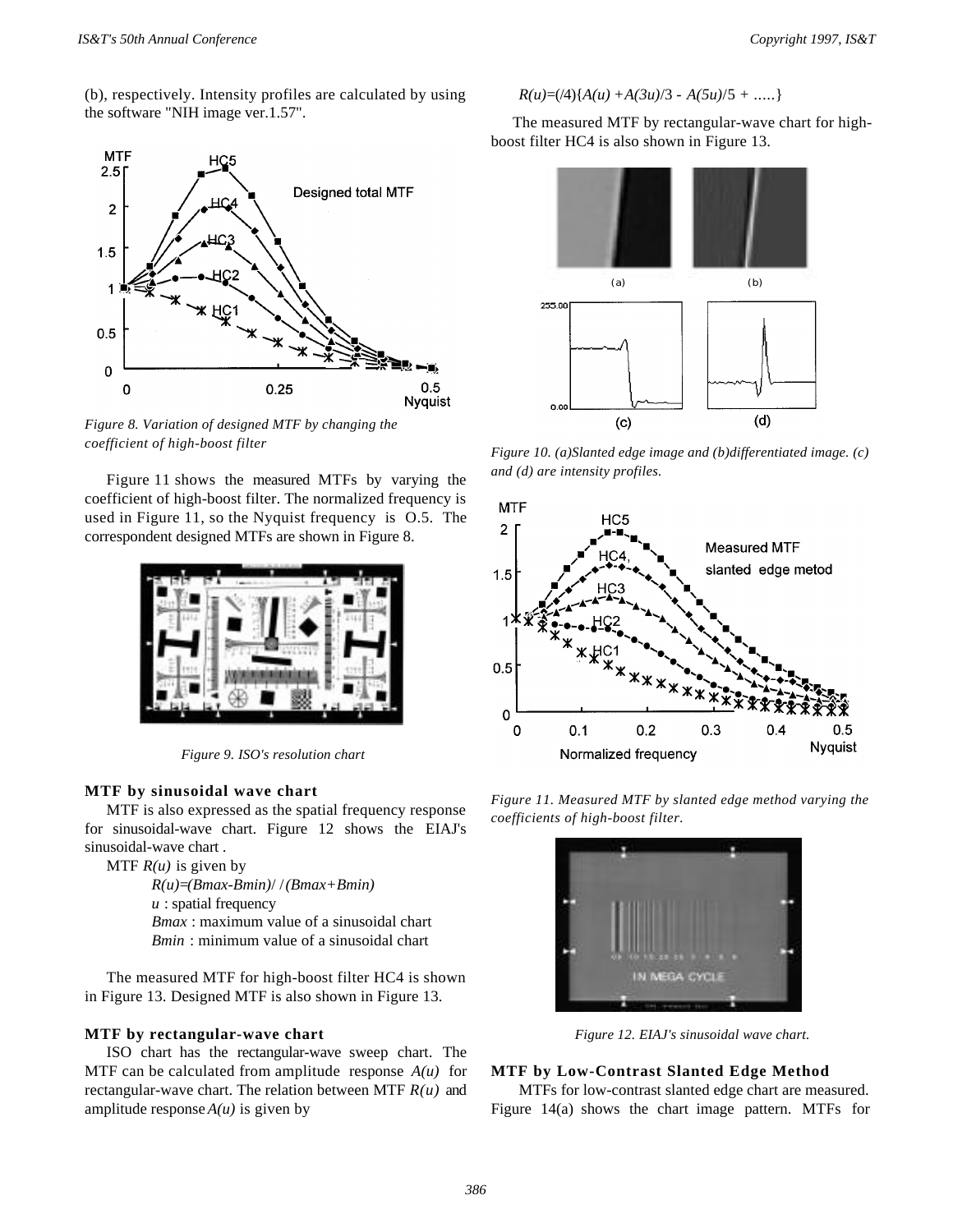(b), respectively. Intensity profiles are calculated by using the software "NIH image ver.1.57".

Figure 8. Variation of designed MTF by changing the coefficient of high-boost filter

Figure 11 shows the measured MTFs by varying the coefficient of high-boost filter. The normalized frequency is used in Figure 11, so the Nyquist frequency is O.5. The correspondent designed MTFs are shown in Figure 8.

Figure 9. ISO's resolution chart

### MTF by sinusoidal wave chart

MTF is also expressed as the spatial frequency response for sinusoidal-wave chart. Figure 12 shows the EIAJ's sinusoidal-wave chart .

MTF $R(u)$ is given by

$R(u)=(Bmax-Bmin)/ /(Bmax+Bmin)$

$u$ : spatial frequency

$Bmax$ : maximum value of a sinusoidal chart

$Bmin$ : minimum value of a sinusoidal chart

The measured MTF for high-boost filter HC4 is shown in Figure 13. Designed MTF is also shown in Figure 13.

### MTF by rectangular-wave chart

ISO chart has the rectangular-wave sweep chart. The MTF can be calculated from amplitude response $A(u)$ for rectangular-wave chart. The relation between MTF $R(u)$ and amplitude response $A(u)$ is given by

$R(u)=(/4)\{A(u)+A(3u)/3-A(5u)/5+.....\}$

The measured MTF by rectangular-wave chart for high-boost filter HC4 is also shown in Figure 13.

Figure 10. (a)Slanted edge image and (b)differentiated image. (c) and (d) are intensity profiles.

Figure 11. Measured MTF by slanted edge method varying the coefficients of high-boost filter.

Figure 12. EIAJ's sinusoidal wave chart.

### MTF by Low-Contrast Slanted Edge Method

MTFs for low-contrast slanted edge chart are measured. Figure 14(a) shows the chart image pattern. MTFs for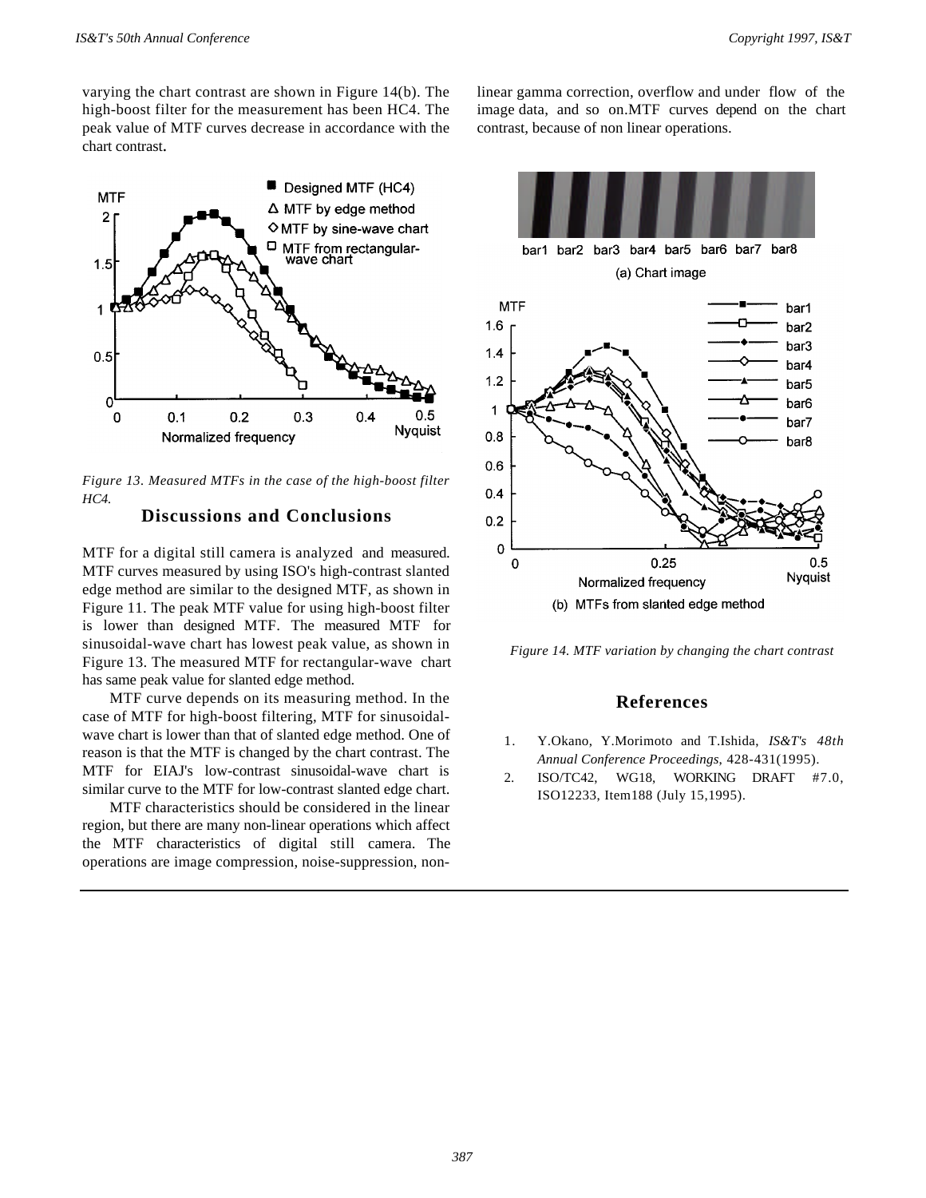varying the chart contrast are shown in Figure 14(b). The high-boost filter for the measurement has been HC4. The peak value of MTF curves decrease in accordance with the chart contrast.

linear gamma correction, overflow and under flow of the image data, and so on.MTF curves depend on the chart contrast, because of non linear operations.

MTF
2
1.5
1
0.5
0
0 0.1 0.2 0.3 0.4 0.5
Normalized frequency
Nyquist
Designed MTF (HC4)
MTF by edge method
MTF by sine-wave chart
MTF from rectangular-wave chart

*Figure 13. Measured MTFs in the case of the high-boost filter HC4.*

bar1 bar2 bar3 bar4 bar5 bar6 bar7 bar8
(a) Chart image

MTF
1.6
1.4
1.2
1
0.8
0.6
0.4
0.2
0
0 0.25 0.5
Normalized frequency
Nyquist
bar1
bar2
bar3
bar4
bar5
bar6
bar7
bar8
(b) MTFs from slanted edge method

*Figure 14. MTF variation by changing the chart contrast*

## Discussions and Conclusions

MTF for a digital still camera is analyzed and measured. MTF curves measured by using ISO's high-contrast slanted edge method are similar to the designed MTF, as shown in Figure 11. The peak MTF value for using high-boost filter is lower than designed MTF. The measured MTF for sinusoidal-wave chart has lowest peak value, as shown in Figure 13. The measured MTF for rectangular-wave chart has same peak value for slanted edge method.

MTF curve depends on its measuring method. In the case of MTF for high-boost filtering, MTF for sinusoidal-wave chart is lower than that of slanted edge method. One of reason is that the MTF is changed by the chart contrast. The MTF for EIAJ's low-contrast sinusoidal-wave chart is similar curve to the MTF for low-contrast slanted edge chart.

MTF characteristics should be considered in the linear region, but there are many non-linear operations which affect the MTF characteristics of digital still camera. The operations are image compression, noise-suppression, non-

## References

1. Y.Okano, Y.Morimoto and T.Ishida, *IS&T's 48th Annual Conference Proceedings*, 428-431(1995).
2. ISO/TC42, WG18, WORKING DRAFT #7.0, ISO12233, Item188 (July 15,1995).